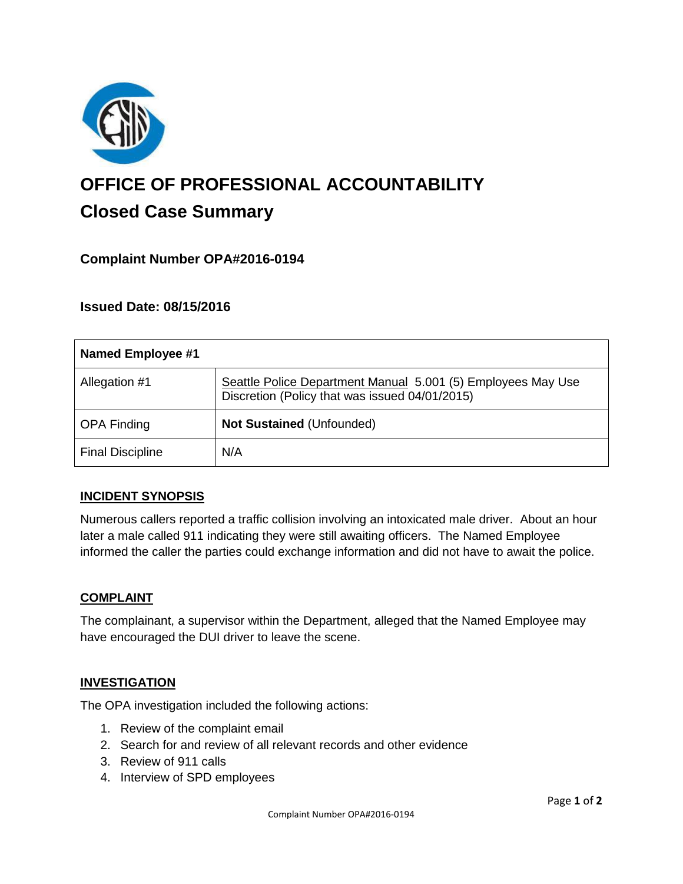# OFFICE OF PROFESSIONAL ACCOUNTABILITY

## Closed Case Summary

### Complaint Number OPA#2016-0194

### Issued Date: 08/15/2016

| Named Employee #1 | |
|---|---|
| Allegation #1 | Seattle Police Department Manual 5.001 (5) Employees May Use Discretion (Policy that was issued 04/01/2015) |
| OPA Finding | **Not Sustained** (Unfounded) |
| Final Discipline | N/A |

**INCIDENT SYNOPSIS**

Numerous callers reported a traffic collision involving an intoxicated male driver. About an hour later a male called 911 indicating they were still awaiting officers. The Named Employee informed the caller the parties could exchange information and did not have to await the police.

**COMPLAINT**

The complainant, a supervisor within the Department, alleged that the Named Employee may have encouraged the DUI driver to leave the scene.

**INVESTIGATION**

The OPA investigation included the following actions:

1. Review of the complaint email
2. Search for and review of all relevant records and other evidence
3. Review of 911 calls
4. Interview of SPD employees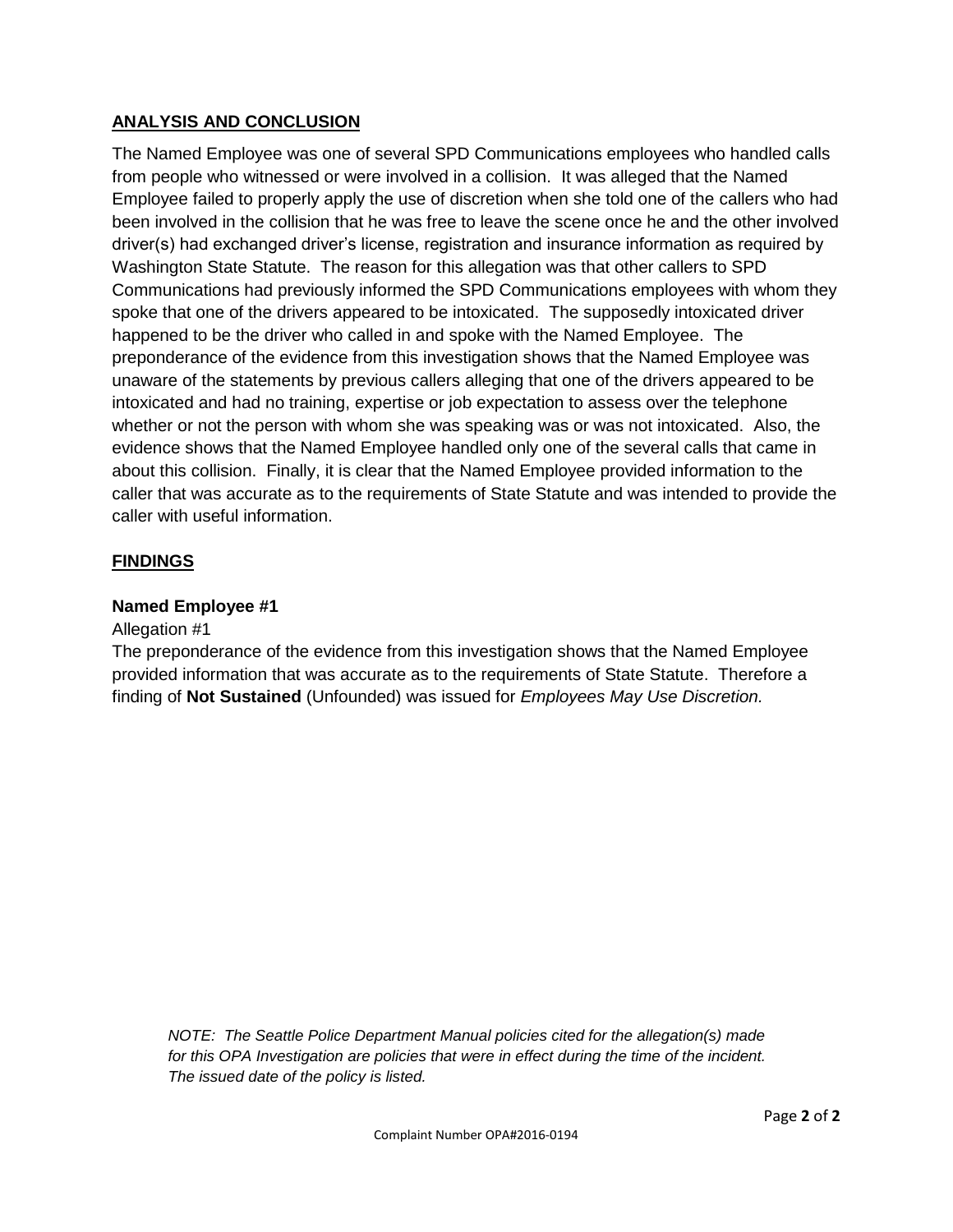## ANALYSIS AND CONCLUSION

The Named Employee was one of several SPD Communications employees who handled calls from people who witnessed or were involved in a collision. It was alleged that the Named Employee failed to properly apply the use of discretion when she told one of the callers who had been involved in the collision that he was free to leave the scene once he and the other involved driver(s) had exchanged driver's license, registration and insurance information as required by Washington State Statute. The reason for this allegation was that other callers to SPD Communications had previously informed the SPD Communications employees with whom they spoke that one of the drivers appeared to be intoxicated. The supposedly intoxicated driver happened to be the driver who called in and spoke with the Named Employee. The preponderance of the evidence from this investigation shows that the Named Employee was unaware of the statements by previous callers alleging that one of the drivers appeared to be intoxicated and had no training, expertise or job expectation to assess over the telephone whether or not the person with whom she was speaking was or was not intoxicated. Also, the evidence shows that the Named Employee handled only one of the several calls that came in about this collision. Finally, it is clear that the Named Employee provided information to the caller that was accurate as to the requirements of State Statute and was intended to provide the caller with useful information.

## FINDINGS

**Named Employee #1**

Allegation #1

The preponderance of the evidence from this investigation shows that the Named Employee provided information that was accurate as to the requirements of State Statute. Therefore a finding of **Not Sustained** (Unfounded) was issued for *Employees May Use Discretion.*

*NOTE: The Seattle Police Department Manual policies cited for the allegation(s) made for this OPA Investigation are policies that were in effect during the time of the incident. The issued date of the policy is listed.*

Complaint Number OPA#2016-0194